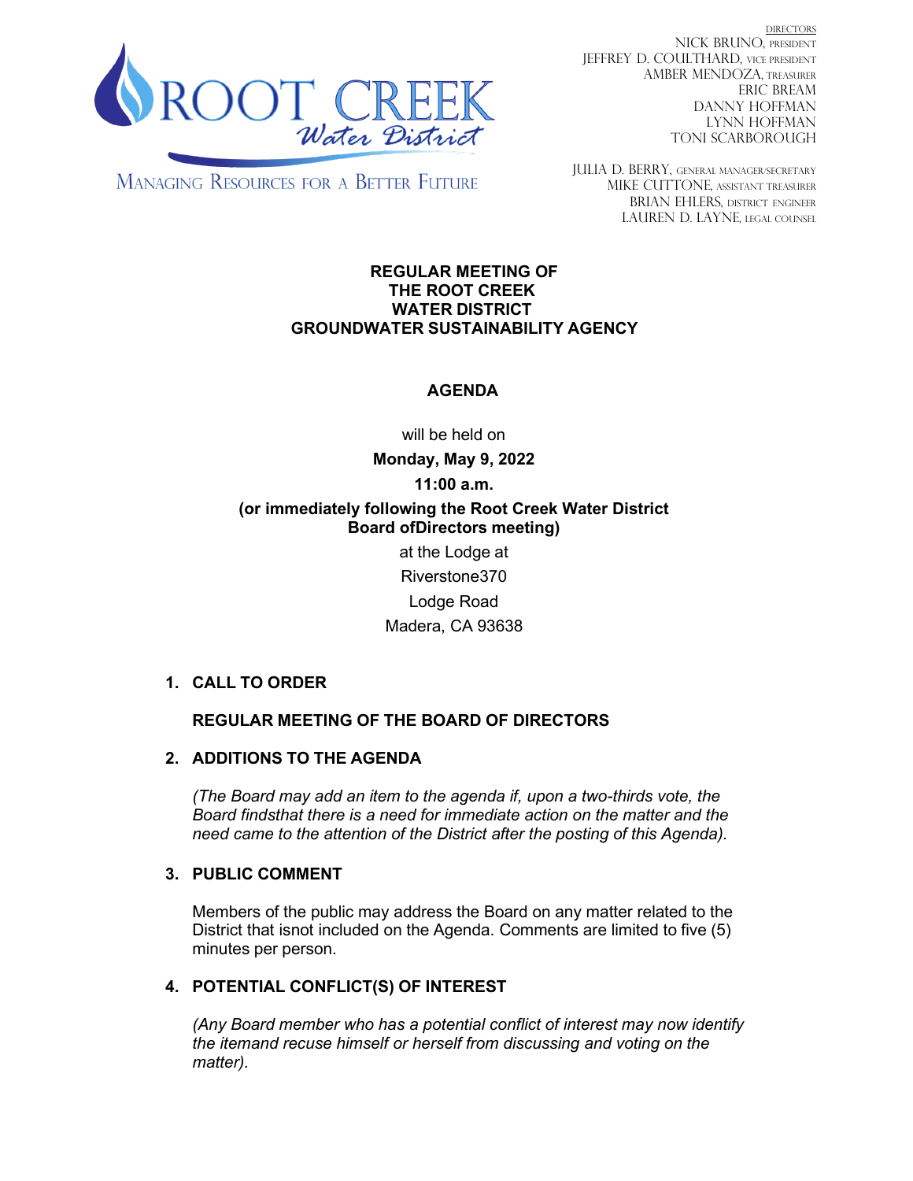ROOT CREEK
Water District

MANAGING RESOURCES FOR A BETTER FUTURE

DIRECTORS
NICK BRUNO, PRESIDENT
JEFFREY D. COULTHARD, VICE PRESIDENT
AMBER MENDOZA, TREASURER
ERIC BREAM
DANNY HOFFMAN
LYNN HOFFMAN
TONI SCARBOROUGH

JULIA D. BERRY, GENERAL MANAGER/SECRETARY
MIKE CUTTONE, ASSISTANT TREASURER
BRIAN EHLERS, DISTRICT ENGINEER
LAUREN D. LAYNE, LEGAL COUNSEL

**REGULAR MEETING OF**
**THE ROOT CREEK**
**WATER DISTRICT**
**GROUNDWATER SUSTAINABILITY AGENCY**

**AGENDA**

will be held on

**Monday, May 9, 2022**

**11:00 a.m.**

**(or immediately following the Root Creek Water District Board ofDirectors meeting)**

at the Lodge at
Riverstone370
Lodge Road
Madera, CA 93638

1. **CALL TO ORDER**

   **REGULAR MEETING OF THE BOARD OF DIRECTORS**

2. **ADDITIONS TO THE AGENDA**

   *(The Board may add an item to the agenda if, upon a two-thirds vote, the Board findsthat there is a need for immediate action on the matter and the need came to the attention of the District after the posting of this Agenda).*

3. **PUBLIC COMMENT**

   Members of the public may address the Board on any matter related to the District that isnot included on the Agenda. Comments are limited to five (5) minutes per person.

4. **POTENTIAL CONFLICT(S) OF INTEREST**

   *(Any Board member who has a potential conflict of interest may now identify the itemand recuse himself or herself from discussing and voting on the matter).*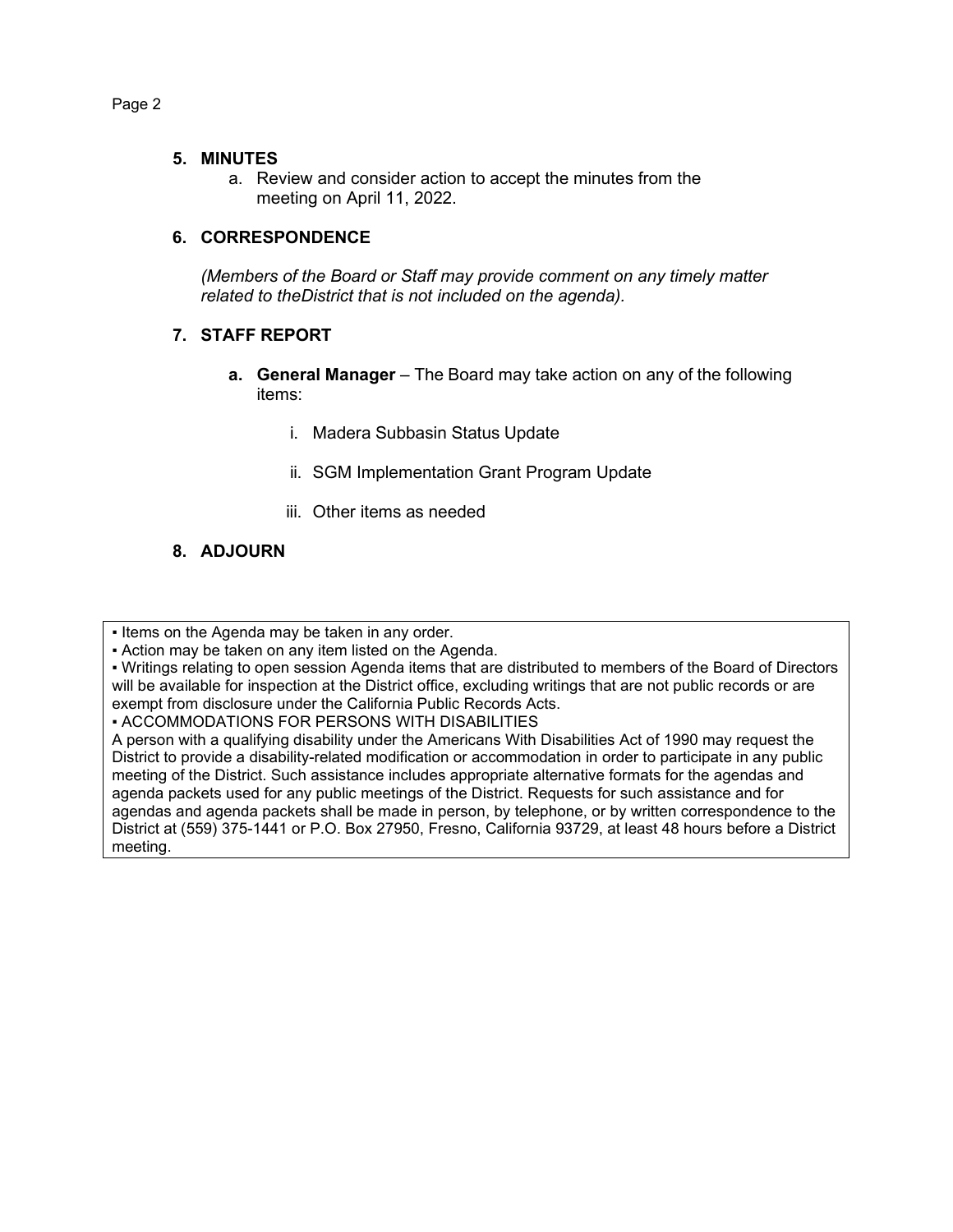5. **MINUTES**
   a. Review and consider action to accept the minutes from the meeting on April 11, 2022.

6. **CORRESPONDENCE**

   *(Members of the Board or Staff may provide comment on any timely matter related to theDistrict that is not included on the agenda).*

7. **STAFF REPORT**

   a. **General Manager** – The Board may take action on any of the following items:

      i. Madera Subbasin Status Update

      ii. SGM Implementation Grant Program Update

      iii. Other items as needed

8. **ADJOURN**

▪ Items on the Agenda may be taken in any order.
▪ Action may be taken on any item listed on the Agenda.
▪ Writings relating to open session Agenda items that are distributed to members of the Board of Directors will be available for inspection at the District office, excluding writings that are not public records or are exempt from disclosure under the California Public Records Acts.
▪ ACCOMMODATIONS FOR PERSONS WITH DISABILITIES
A person with a qualifying disability under the Americans With Disabilities Act of 1990 may request the District to provide a disability-related modification or accommodation in order to participate in any public meeting of the District. Such assistance includes appropriate alternative formats for the agendas and agenda packets used for any public meetings of the District. Requests for such assistance and for agendas and agenda packets shall be made in person, by telephone, or by written correspondence to the District at (559) 375-1441 or P.O. Box 27950, Fresno, California 93729, at least 48 hours before a District meeting.